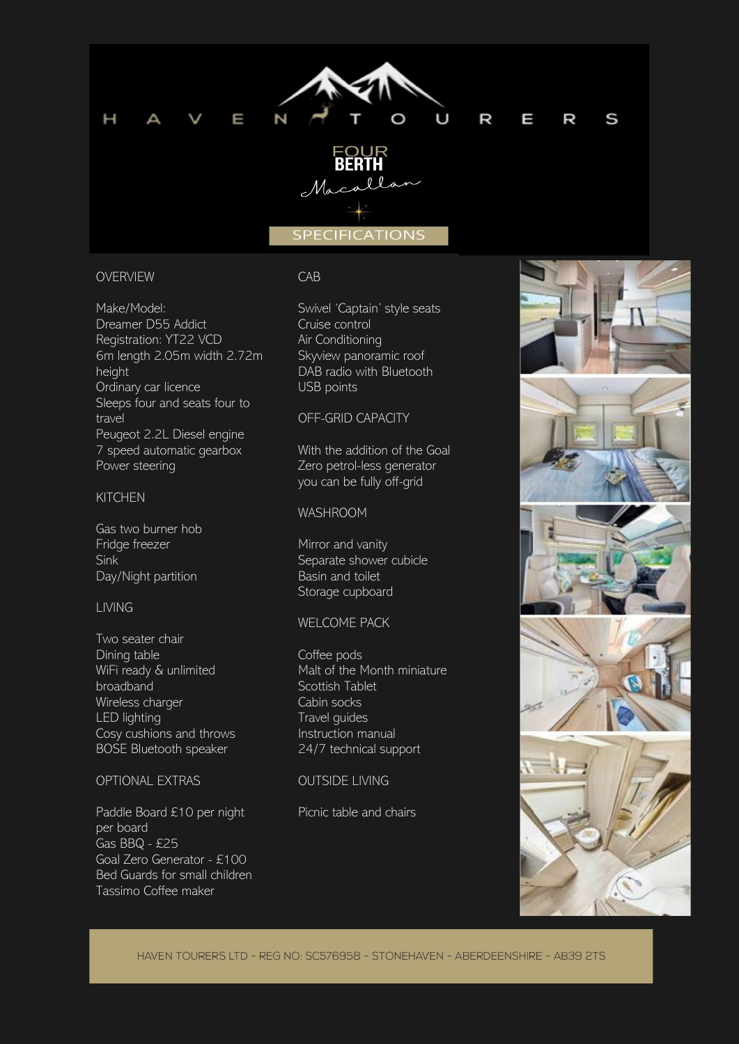# HAVEN TOURERS

## FOUR BERTH

*Macallan*

## SPECIFICATIONS

### OVERVIEW

Make/Model:
Dreamer D55 Addict
Registration: YT22 VCD
6m length 2.05m width 2.72m height
Ordinary car licence
Sleeps four and seats four to travel
Peugeot 2.2L Diesel engine
7 speed automatic gearbox
Power steering

### KITCHEN

Gas two burner hob
Fridge freezer
Sink
Day/Night partition

### LIVING

Two seater chair
Dining table
WiFi ready & unlimited broadband
Wireless charger
LED lighting
Cosy cushions and throws
BOSE Bluetooth speaker

### OPTIONAL EXTRAS

Paddle Board £10 per night per board
Gas BBQ - £25
Goal Zero Generator - £100
Bed Guards for small children
Tassimo Coffee maker

### CAB

Swivel 'Captain' style seats
Cruise control
Air Conditioning
Skyview panoramic roof
DAB radio with Bluetooth
USB points

### OFF-GRID CAPACITY

With the addition of the Goal Zero petrol-less generator you can be fully off-grid

### WASHROOM

Mirror and vanity
Separate shower cubicle
Basin and toilet
Storage cupboard

### WELCOME PACK

Coffee pods
Malt of the Month miniature
Scottish Tablet
Cabin socks
Travel guides
Instruction manual
24/7 technical support

### OUTSIDE LIVING

Picnic table and chairs

HAVEN TOURERS LTD - REG NO: SC576958 - STONEHAVEN - ABERDEENSHIRE - AB39 2TS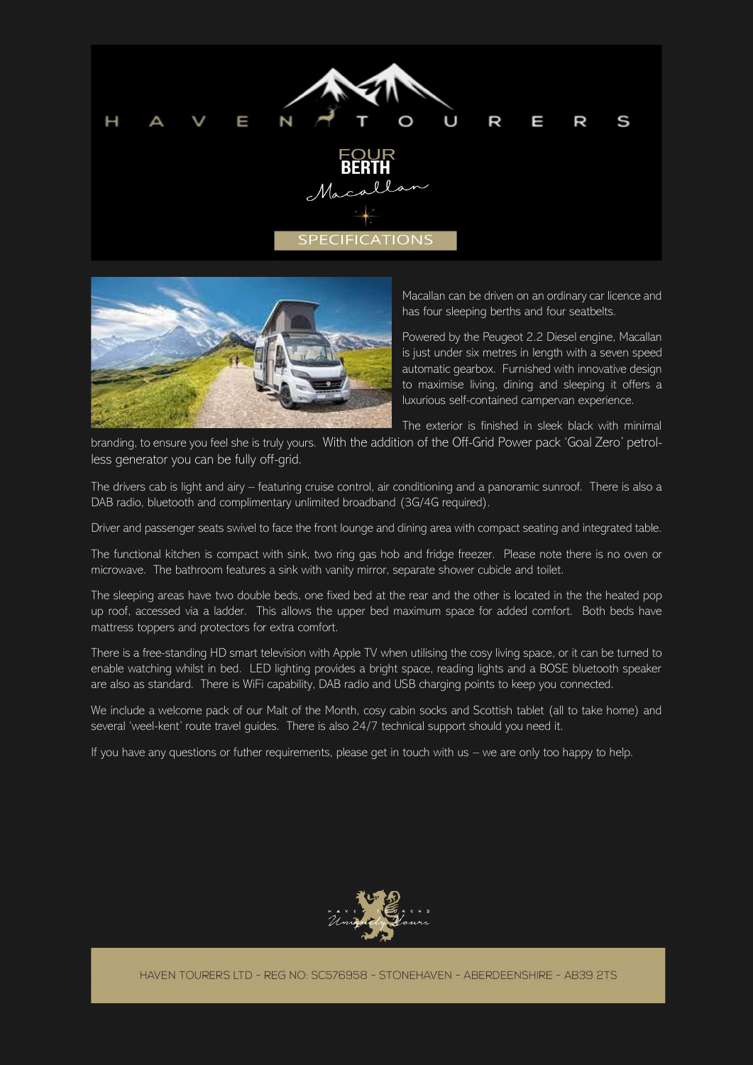# HAVEN TOURERS

## FOUR BERTH

### Macallan

SPECIFICATIONS

Macallan can be driven on an ordinary car licence and has four sleeping berths and four seatbelts.

Powered by the Peugeot 2.2 Diesel engine, Macallan is just under six metres in length with a seven speed automatic gearbox. Furnished with innovative design to maximise living, dining and sleeping it offers a luxurious self-contained campervan experience.

The exterior is finished in sleek black with minimal branding, to ensure you feel she is truly yours. With the addition of the Off-Grid Power pack 'Goal Zero' petrol-less generator you can be fully off-grid.

The drivers cab is light and airy – featuring cruise control, air conditioning and a panoramic sunroof. There is also a DAB radio, bluetooth and complimentary unlimited broadband (3G/4G required).

Driver and passenger seats swivel to face the front lounge and dining area with compact seating and integrated table.

The functional kitchen is compact with sink, two ring gas hob and fridge freezer. Please note there is no oven or microwave. The bathroom features a sink with vanity mirror, separate shower cubicle and toilet.

The sleeping areas have two double beds, one fixed bed at the rear and the other is located in the the heated pop up roof, accessed via a ladder. This allows the upper bed maximum space for added comfort. Both beds have mattress toppers and protectors for extra comfort.

There is a free-standing HD smart television with Apple TV when utilising the cosy living space, or it can be turned to enable watching whilst in bed. LED lighting provides a bright space, reading lights and a BOSE bluetooth speaker are also as standard. There is WiFi capability, DAB radio and USB charging points to keep you connected.

We include a welcome pack of our Malt of the Month, cosy cabin socks and Scottish tablet (all to take home) and several 'weel-kent' route travel guides. There is also 24/7 technical support should you need it.

If you have any questions or futher requirements, please get in touch with us – we are only too happy to help.

HAVEN TOURERS — Uniquely Yours

HAVEN TOURERS LTD - REG NO: SC576958 - STONEHAVEN - ABERDEENSHIRE - AB39 2TS